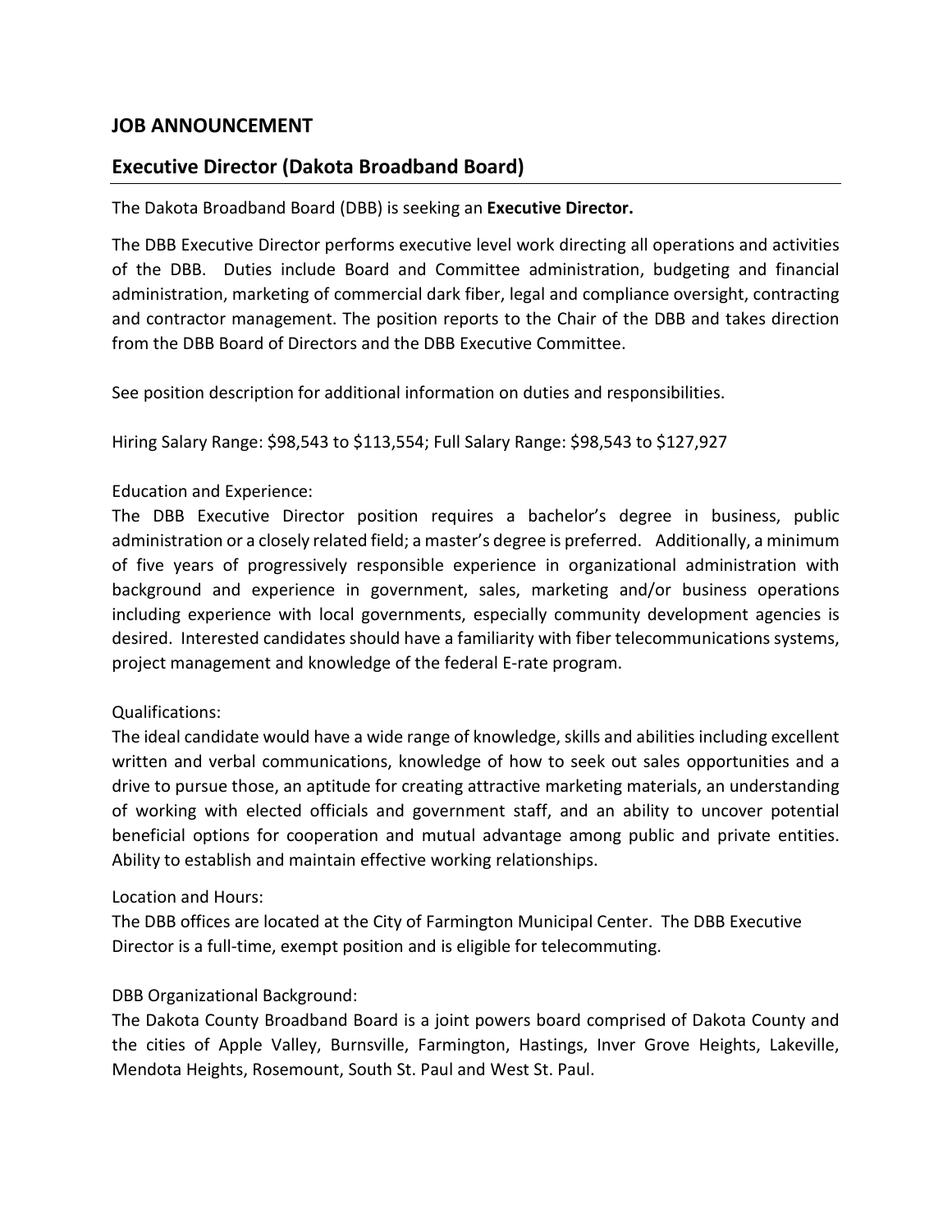## JOB ANNOUNCEMENT

## Executive Director (Dakota Broadband Board)

The Dakota Broadband Board (DBB) is seeking an **Executive Director.**

The DBB Executive Director performs executive level work directing all operations and activities of the DBB. Duties include Board and Committee administration, budgeting and financial administration, marketing of commercial dark fiber, legal and compliance oversight, contracting and contractor management. The position reports to the Chair of the DBB and takes direction from the DBB Board of Directors and the DBB Executive Committee.

See position description for additional information on duties and responsibilities.

Hiring Salary Range: $98,543 to $113,554; Full Salary Range: $98,543 to $127,927

Education and Experience:
The DBB Executive Director position requires a bachelor's degree in business, public administration or a closely related field; a master's degree is preferred. Additionally, a minimum of five years of progressively responsible experience in organizational administration with background and experience in government, sales, marketing and/or business operations including experience with local governments, especially community development agencies is desired. Interested candidates should have a familiarity with fiber telecommunications systems, project management and knowledge of the federal E-rate program.

Qualifications:
The ideal candidate would have a wide range of knowledge, skills and abilities including excellent written and verbal communications, knowledge of how to seek out sales opportunities and a drive to pursue those, an aptitude for creating attractive marketing materials, an understanding of working with elected officials and government staff, and an ability to uncover potential beneficial options for cooperation and mutual advantage among public and private entities. Ability to establish and maintain effective working relationships.

Location and Hours:
The DBB offices are located at the City of Farmington Municipal Center. The DBB Executive Director is a full-time, exempt position and is eligible for telecommuting.

DBB Organizational Background:
The Dakota County Broadband Board is a joint powers board comprised of Dakota County and the cities of Apple Valley, Burnsville, Farmington, Hastings, Inver Grove Heights, Lakeville, Mendota Heights, Rosemount, South St. Paul and West St. Paul.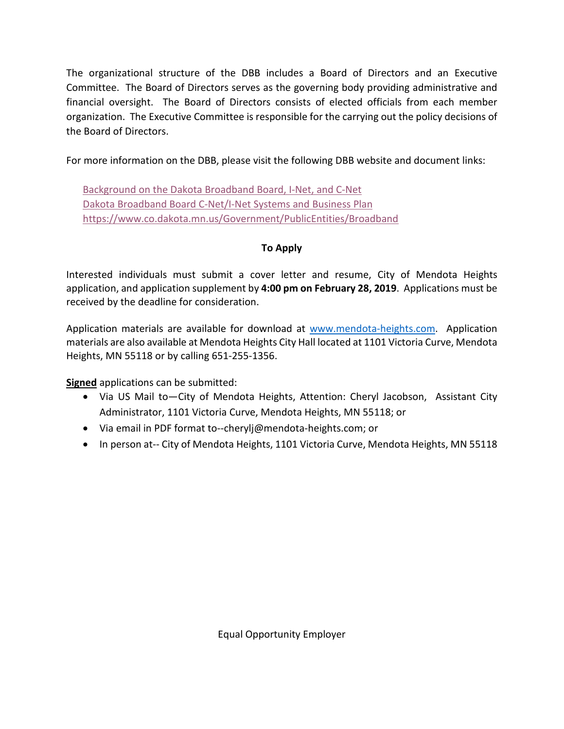The organizational structure of the DBB includes a Board of Directors and an Executive Committee. The Board of Directors serves as the governing body providing administrative and financial oversight. The Board of Directors consists of elected officials from each member organization. The Executive Committee is responsible for the carrying out the policy decisions of the Board of Directors.

For more information on the DBB, please visit the following DBB website and document links:

Background on the Dakota Broadband Board, I-Net, and C-Net
Dakota Broadband Board C-Net/I-Net Systems and Business Plan
https://www.co.dakota.mn.us/Government/PublicEntities/Broadband

**To Apply**

Interested individuals must submit a cover letter and resume, City of Mendota Heights application, and application supplement by **4:00 pm on February 28, 2019**. Applications must be received by the deadline for consideration.

Application materials are available for download at www.mendota-heights.com. Application materials are also available at Mendota Heights City Hall located at 1101 Victoria Curve, Mendota Heights, MN 55118 or by calling 651-255-1356.

**Signed** applications can be submitted:

- Via US Mail to—City of Mendota Heights, Attention: Cheryl Jacobson, Assistant City Administrator, 1101 Victoria Curve, Mendota Heights, MN 55118; or
- Via email in PDF format to--cherylj@mendota-heights.com; or
- In person at-- City of Mendota Heights, 1101 Victoria Curve, Mendota Heights, MN 55118

Equal Opportunity Employer